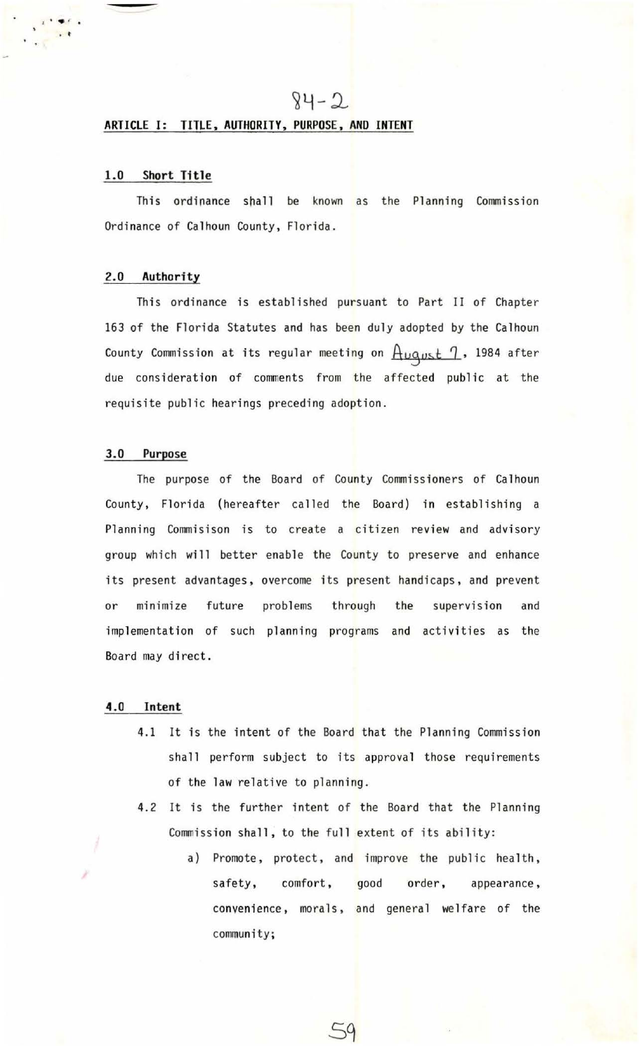84-2

## ARTICLE I: TITLE, AUTHORITY, PURPOSE, AND INTENT

### 1.0 Short Title

This ordinance shall be known as the Planning Commission Ordinance of Calhoun County, Florida.

### 2.0 Authority

This ordinance is established pursuant to Part II of Chapter 163 of the Florida Statutes and has been duly adopted by the Calhoun County Commission at its regular meeting on August 7, 1984 after due consideration of comments from the affected public at the requisite public hearings preceding adoption.

### 3.0 Purpose

The purpose of the Board of County Commissioners of Calhoun County, Florida (hereafter called the Board) in establishing a Planning Commisison is to create a citizen review and advisory group which will better enable the County to preserve and enhance its present advantages, overcome its present handicaps, and prevent or minimize future problems through the supervision and implementation of such planning programs and activities as the Board may direct.

### 4.0 Intent

4.1 It is the intent of the Board that the Planning Commission shall perform subject to its approval those requirements of the law relative to planning.

4.2 It is the further intent of the Board that the Planning Commission shall, to the full extent of its ability:

a) Promote, protect, and improve the public health, safety, comfort, good order, appearance, convenience, morals, and general welfare of the community;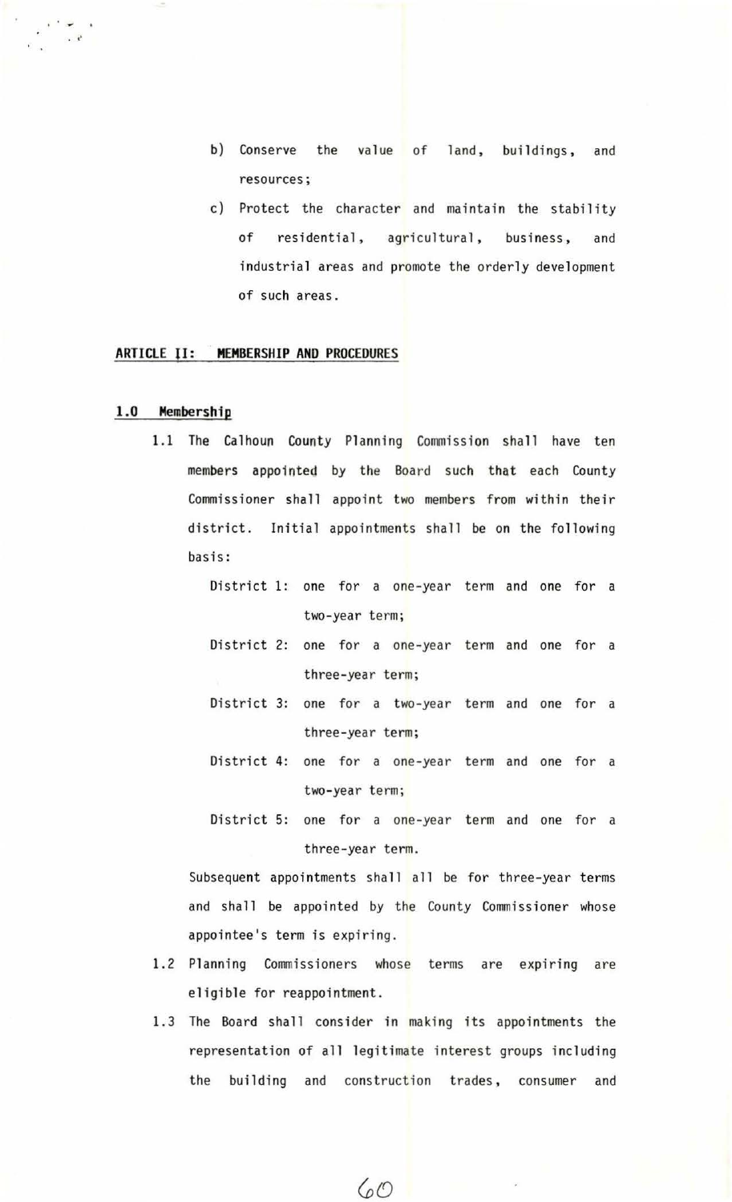b) Conserve the value of land, buildings, and resources;

c) Protect the character and maintain the stability of residential, agricultural, business, and industrial areas and promote the orderly development of such areas.

## ARTICLE II: MEMBERSHIP AND PROCEDURES

### 1.0 Membership

1.1 The Calhoun County Planning Commission shall have ten members appointed by the Board such that each County Commissioner shall appoint two members from within their district. Initial appointments shall be on the following basis:

District 1: one for a one-year term and one for a two-year term;

District 2: one for a one-year term and one for a three-year term;

District 3: one for a two-year term and one for a three-year term;

District 4: one for a one-year term and one for a two-year term;

District 5: one for a one-year term and one for a three-year term.

Subsequent appointments shall all be for three-year terms and shall be appointed by the County Commissioner whose appointee's term is expiring.

1.2 Planning Commissioners whose terms are expiring are eligible for reappointment.

1.3 The Board shall consider in making its appointments the representation of all legitimate interest groups including the building and construction trades, consumer and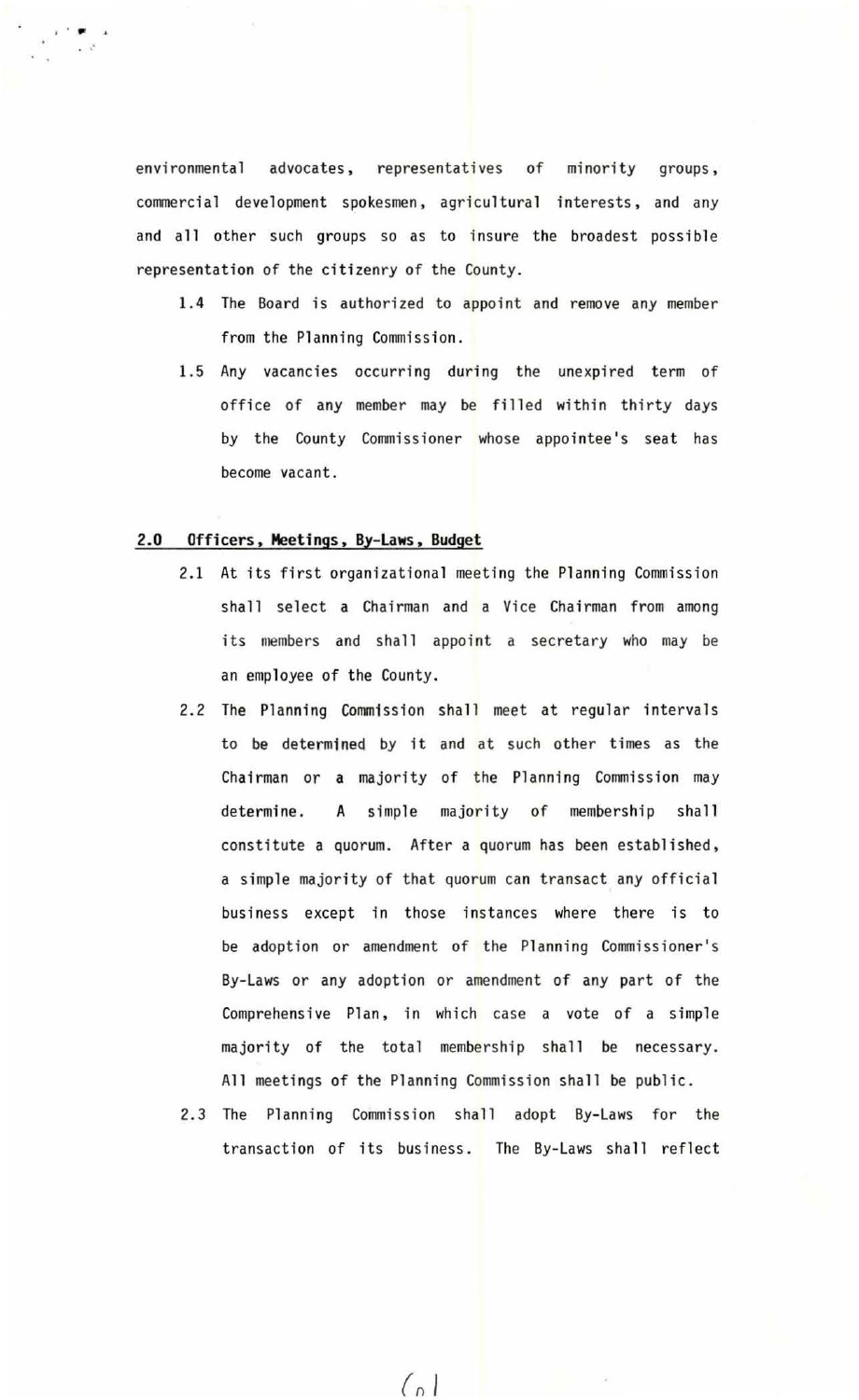environmental advocates, representatives of minority groups, commercial development spokesmen, agricultural interests, and any and all other such groups so as to insure the broadest possible representation of the citizenry of the County.

1.4 The Board is authorized to appoint and remove any member from the Planning Commission.

1.5 Any vacancies occurring during the unexpired term of office of any member may be filled within thirty days by the County Commissioner whose appointee's seat has become vacant.

## 2.0 Officers, Meetings, By-Laws, Budget

2.1 At its first organizational meeting the Planning Commission shall select a Chairman and a Vice Chairman from among its members and shall appoint a secretary who may be an employee of the County.

2.2 The Planning Commission shall meet at regular intervals to be determined by it and at such other times as the Chairman or a majority of the Planning Commission may determine. A simple majority of membership shall constitute a quorum. After a quorum has been established, a simple majority of that quorum can transact any official business except in those instances where there is to be adoption or amendment of the Planning Commissioner's By-Laws or any adoption or amendment of any part of the Comprehensive Plan, in which case a vote of a simple majority of the total membership shall be necessary. All meetings of the Planning Commission shall be public.

2.3 The Planning Commission shall adopt By-Laws for the transaction of its business. The By-Laws shall reflect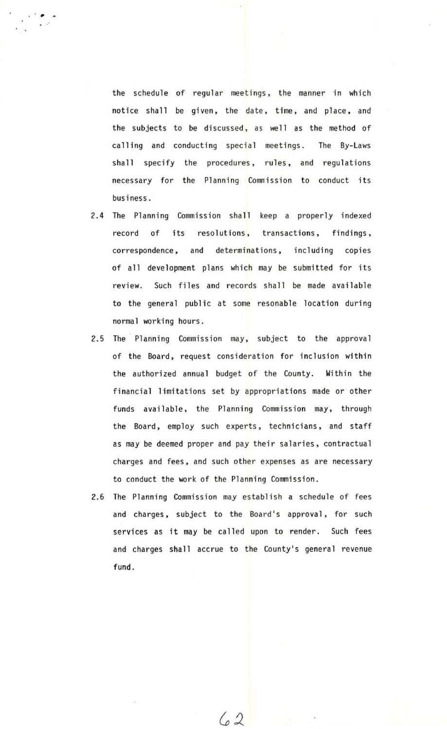the schedule of regular meetings, the manner in which notice shall be given, the date, time, and place, and the subjects to be discussed, as well as the method of calling and conducting special meetings. The By-Laws shall specify the procedures, rules, and regulations necessary for the Planning Commission to conduct its business.

2.4 The Planning Commission shall keep a properly indexed record of its resolutions, transactions, findings, correspondence, and determinations, including copies of all development plans which may be submitted for its review. Such files and records shall be made available to the general public at some resonable location during normal working hours.

2.5 The Planning Commission may, subject to the approval of the Board, request consideration for inclusion within the authorized annual budget of the County. Within the financial limitations set by appropriations made or other funds available, the Planning Commission may, through the Board, employ such experts, technicians, and staff as may be deemed proper and pay their salaries, contractual charges and fees, and such other expenses as are necessary to conduct the work of the Planning Commission.

2.6 The Planning Commission may establish a schedule of fees and charges, subject to the Board's approval, for such services as it may be called upon to render. Such fees and charges shall accrue to the County's general revenue fund.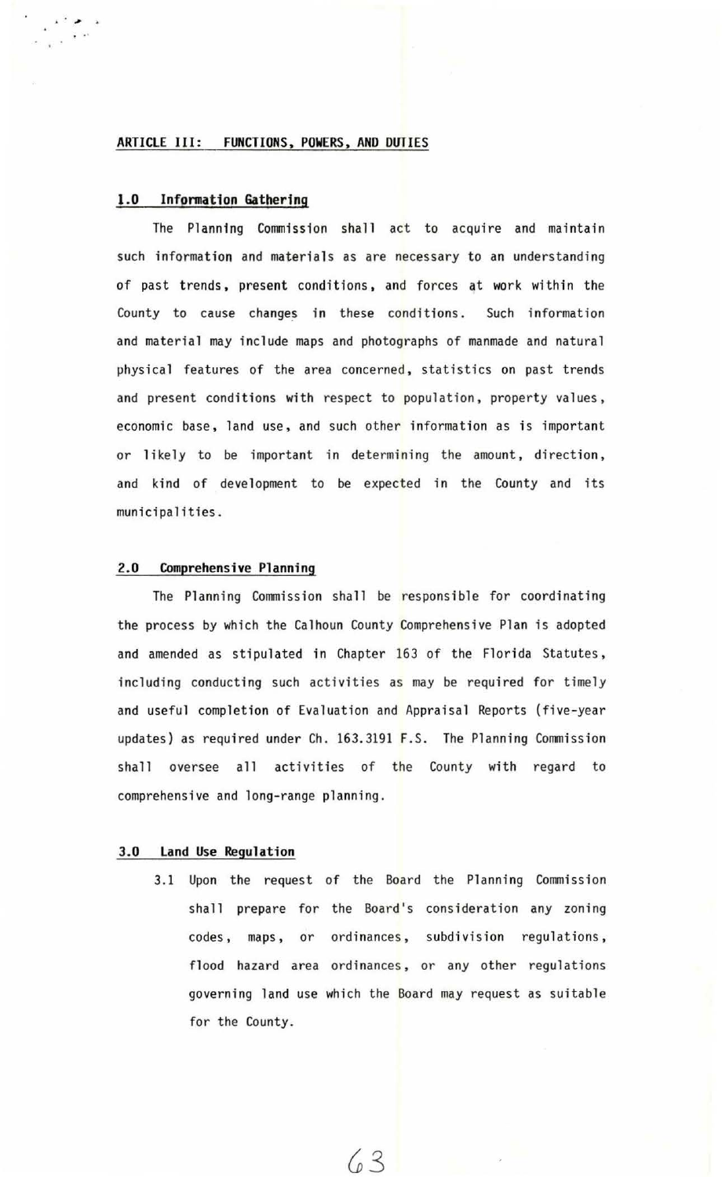## ARTICLE III: FUNCTIONS, POWERS, AND DUTIES

### 1.0 Information Gathering

The Planning Commission shall act to acquire and maintain such information and materials as are necessary to an understanding of past trends, present conditions, and forces at work within the County to cause changes in these conditions. Such information and material may include maps and photographs of manmade and natural physical features of the area concerned, statistics on past trends and present conditions with respect to population, property values, economic base, land use, and such other information as is important or likely to be important in determining the amount, direction, and kind of development to be expected in the County and its municipalities.

### 2.0 Comprehensive Planning

The Planning Commission shall be responsible for coordinating the process by which the Calhoun County Comprehensive Plan is adopted and amended as stipulated in Chapter 163 of the Florida Statutes, including conducting such activities as may be required for timely and useful completion of Evaluation and Appraisal Reports (five-year updates) as required under Ch. 163.3191 F.S. The Planning Commission shall oversee all activities of the County with regard to comprehensive and long-range planning.

### 3.0 Land Use Regulation

3.1 Upon the request of the Board the Planning Commission shall prepare for the Board's consideration any zoning codes, maps, or ordinances, subdivision regulations, flood hazard area ordinances, or any other regulations governing land use which the Board may request as suitable for the County.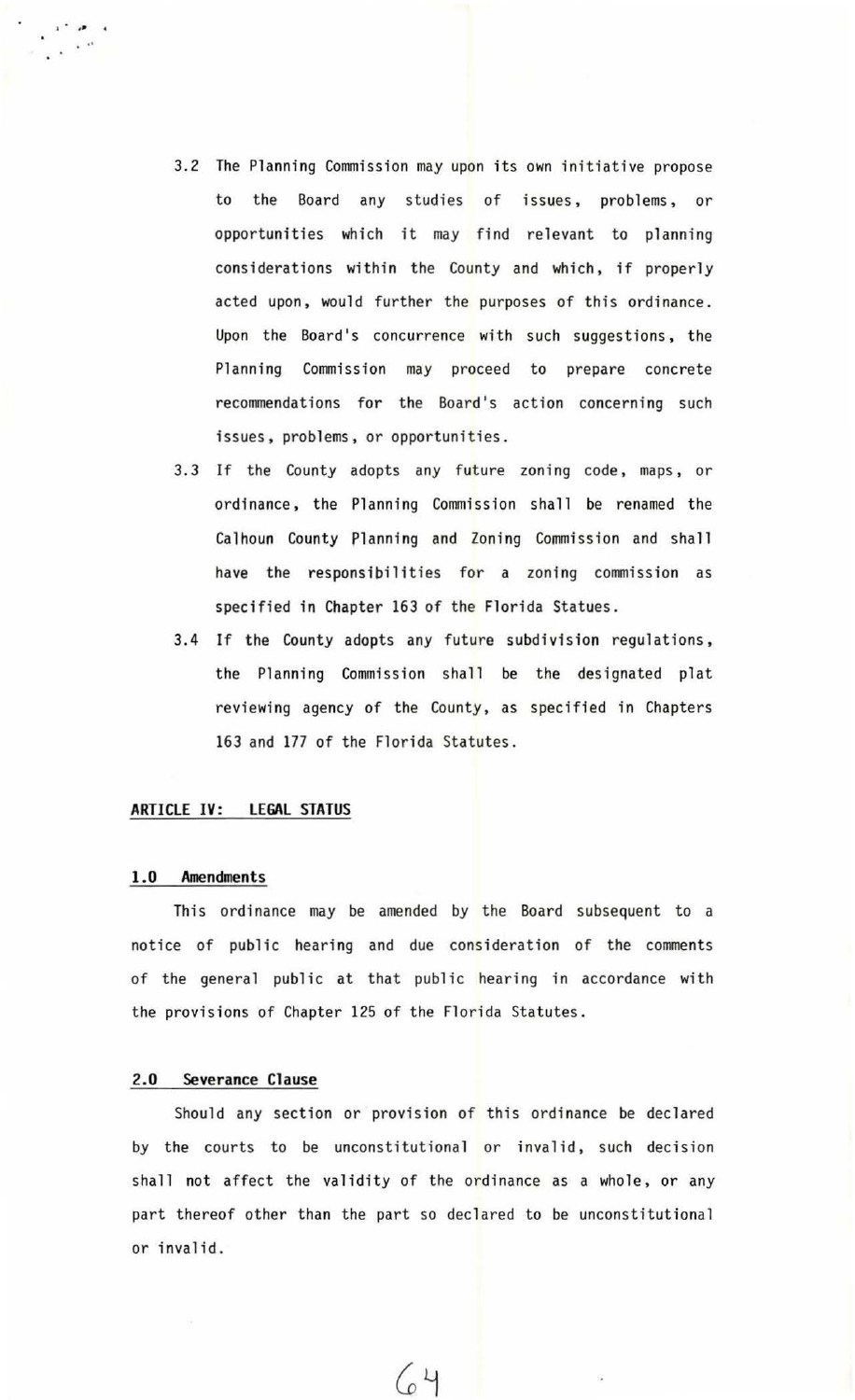3.2 The Planning Commission may upon its own initiative propose to the Board any studies of issues, problems, or opportunities which it may find relevant to planning considerations within the County and which, if properly acted upon, would further the purposes of this ordinance. Upon the Board's concurrence with such suggestions, the Planning Commission may proceed to prepare concrete recommendations for the Board's action concerning such issues, problems, or opportunities.

3.3 If the County adopts any future zoning code, maps, or ordinance, the Planning Commission shall be renamed the Calhoun County Planning and Zoning Commission and shall have the responsibilities for a zoning commission as specified in Chapter 163 of the Florida Statues.

3.4 If the County adopts any future subdivision regulations, the Planning Commission shall be the designated plat reviewing agency of the County, as specified in Chapters 163 and 177 of the Florida Statutes.

## ARTICLE IV: LEGAL STATUS

### 1.0 Amendments

This ordinance may be amended by the Board subsequent to a notice of public hearing and due consideration of the comments of the general public at that public hearing in accordance with the provisions of Chapter 125 of the Florida Statutes.

### 2.0 Severance Clause

Should any section or provision of this ordinance be declared by the courts to be unconstitutional or invalid, such decision shall not affect the validity of the ordinance as a whole, or any part thereof other than the part so declared to be unconstitutional or invalid.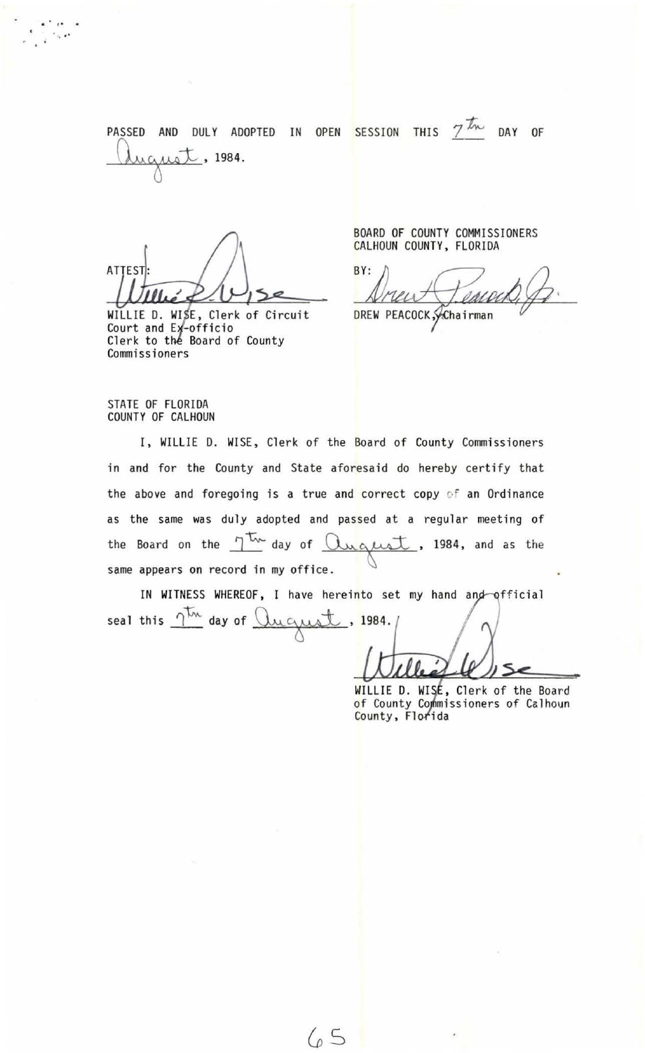PASSED AND DULY ADOPTED IN OPEN SESSION THIS 7th DAY OF August, 1984.

ATTEST:

Willie D. Wise

WILLIE D. WISE, Clerk of Circuit Court and Ex-officio Clerk to the Board of County Commissioners

BOARD OF COUNTY COMMISSIONERS
CALHOUN COUNTY, FLORIDA

BY: Drew Peacock, Jr.

DREW PEACOCK, Jr. Chairman

STATE OF FLORIDA
COUNTY OF CALHOUN

I, WILLIE D. WISE, Clerk of the Board of County Commissioners in and for the County and State aforesaid do hereby certify that the above and foregoing is a true and correct copy of an Ordinance as the same was duly adopted and passed at a regular meeting of the Board on the 7th day of August, 1984, and as the same appears on record in my office.

IN WITNESS WHEREOF, I have hereinto set my hand and official seal this 7th day of August, 1984.

Willie D. Wise

WILLIE D. WISE, Clerk of the Board of County Commissioners of Calhoun County, Florida